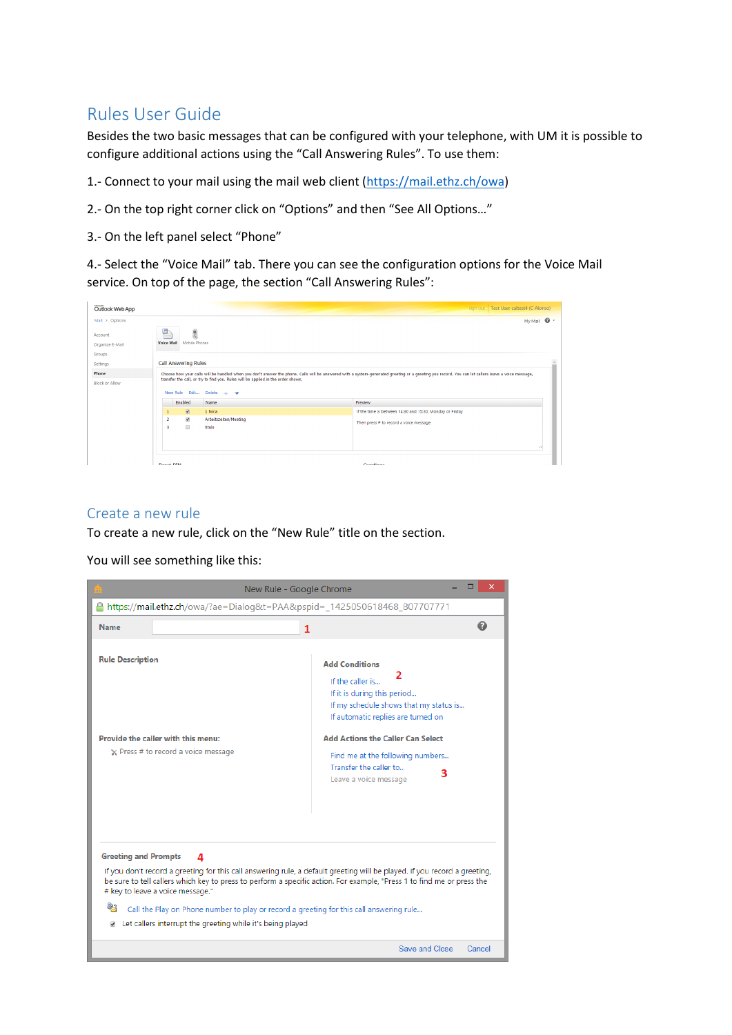# Rules User Guide

Besides the two basic messages that can be configured with your telephone, with UM it is possible to configure additional actions using the "Call Answering Rules". To use them:

1.- Connect to your mail using the mail web client (https://mail.ethz.ch/owa)

2.- On the top right corner click on "Options" and then "See All Options…"

3.- On the left panel select "Phone"

4.- Select the "Voice Mail" tab. There you can see the configuration options for the Voice Mail service. On top of the page, the section "Call Answering Rules":

## Create a new rule

To create a new rule, click on the "New Rule" title on the section.

You will see something like this: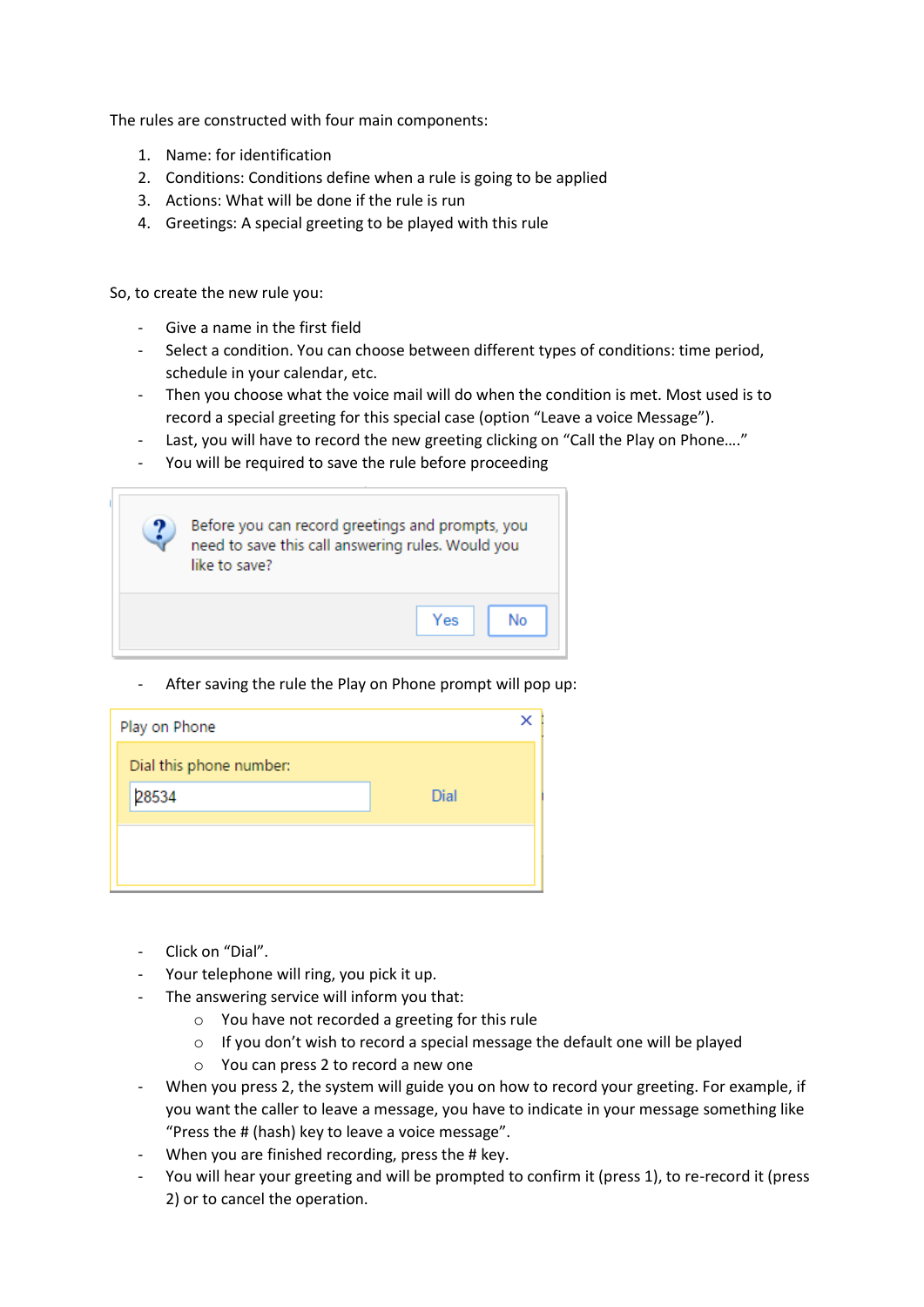The rules are constructed with four main components:

1. Name: for identification
2. Conditions: Conditions define when a rule is going to be applied
3. Actions: What will be done if the rule is run
4. Greetings: A special greeting to be played with this rule

So, to create the new rule you:

- Give a name in the first field
- Select a condition. You can choose between different types of conditions: time period, schedule in your calendar, etc.
- Then you choose what the voice mail will do when the condition is met. Most used is to record a special greeting for this special case (option “Leave a voice Message”).
- Last, you will have to record the new greeting clicking on “Call the Play on Phone….”
- You will be required to save the rule before proceeding

Before you can record greetings and prompts, you need to save this call answering rules. Would you like to save?

Yes No

- After saving the rule the Play on Phone prompt will pop up:

Play on Phone

Dial this phone number:

28534 Dial

- Click on “Dial”.
- Your telephone will ring, you pick it up.
- The answering service will inform you that:
  - You have not recorded a greeting for this rule
  - If you don’t wish to record a special message the default one will be played
  - You can press 2 to record a new one
- When you press 2, the system will guide you on how to record your greeting. For example, if you want the caller to leave a message, you have to indicate in your message something like “Press the # (hash) key to leave a voice message”.
- When you are finished recording, press the # key.
- You will hear your greeting and will be prompted to confirm it (press 1), to re-record it (press 2) or to cancel the operation.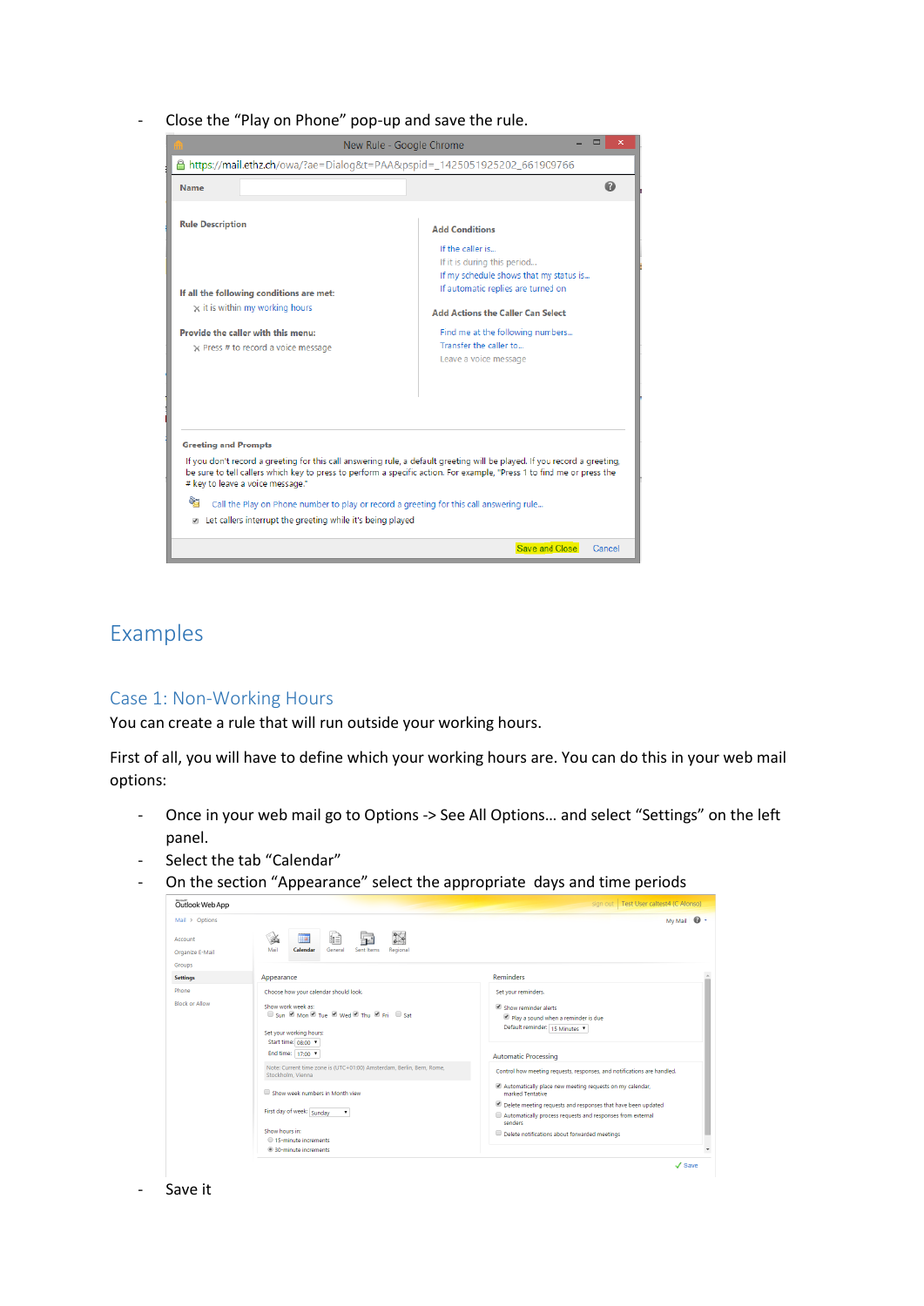- Close the "Play on Phone" pop-up and save the rule.

## Examples

### Case 1: Non-Working Hours

You can create a rule that will run outside your working hours.

First of all, you will have to define which your working hours are. You can do this in your web mail options:

- Once in your web mail go to Options -> See All Options… and select "Settings" on the left panel.
- Select the tab "Calendar"
- On the section "Appearance" select the appropriate days and time periods
- Save it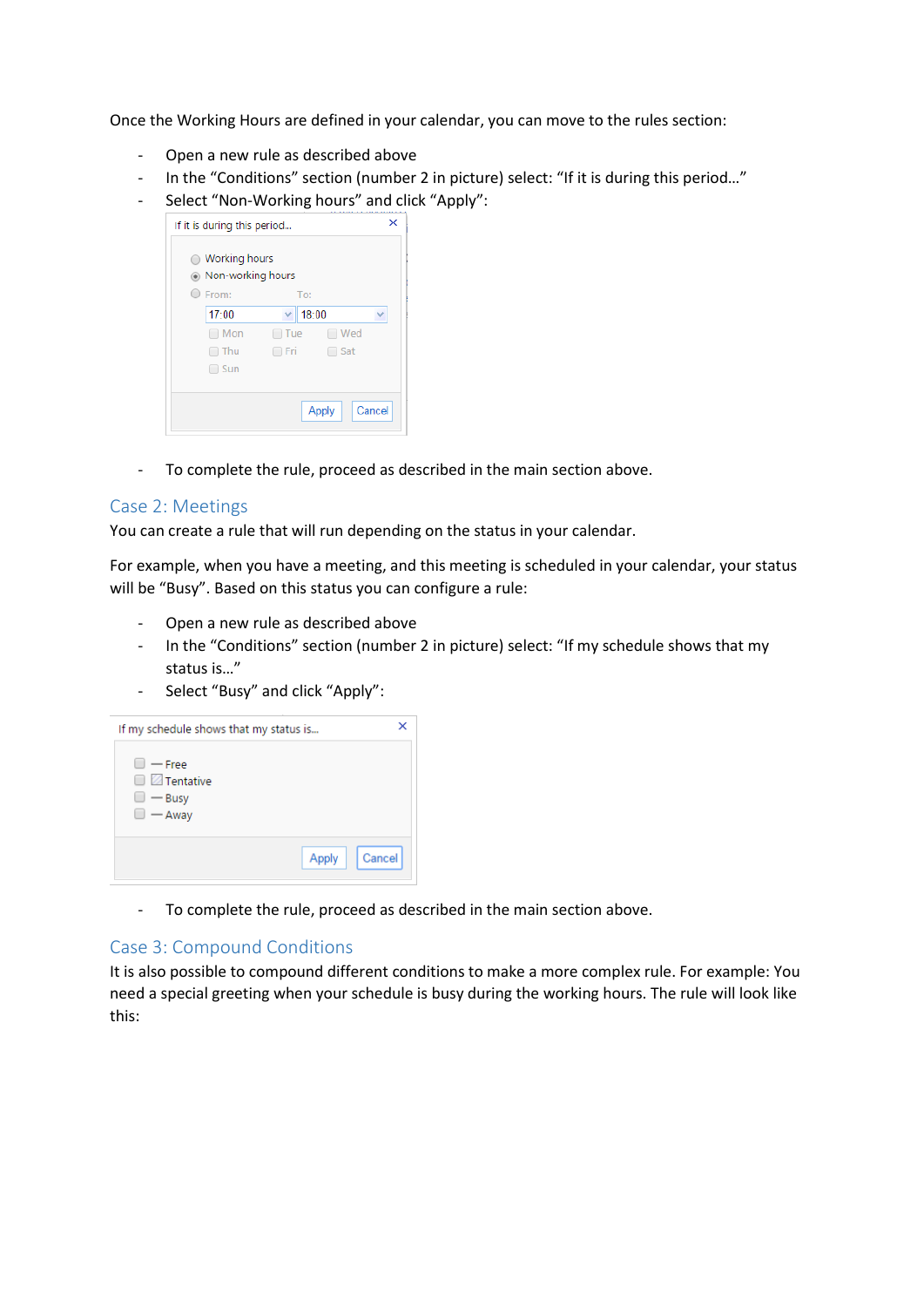Once the Working Hours are defined in your calendar, you can move to the rules section:

- Open a new rule as described above
- In the “Conditions” section (number 2 in picture) select: “If it is during this period…”
- Select “Non-Working hours” and click “Apply”:

- To complete the rule, proceed as described in the main section above.

## Case 2: Meetings

You can create a rule that will run depending on the status in your calendar.

For example, when you have a meeting, and this meeting is scheduled in your calendar, your status will be “Busy”. Based on this status you can configure a rule:

- Open a new rule as described above
- In the “Conditions” section (number 2 in picture) select: “If my schedule shows that my status is…”
- Select “Busy” and click “Apply”:

- To complete the rule, proceed as described in the main section above.

## Case 3: Compound Conditions

It is also possible to compound different conditions to make a more complex rule. For example: You need a special greeting when your schedule is busy during the working hours. The rule will look like this: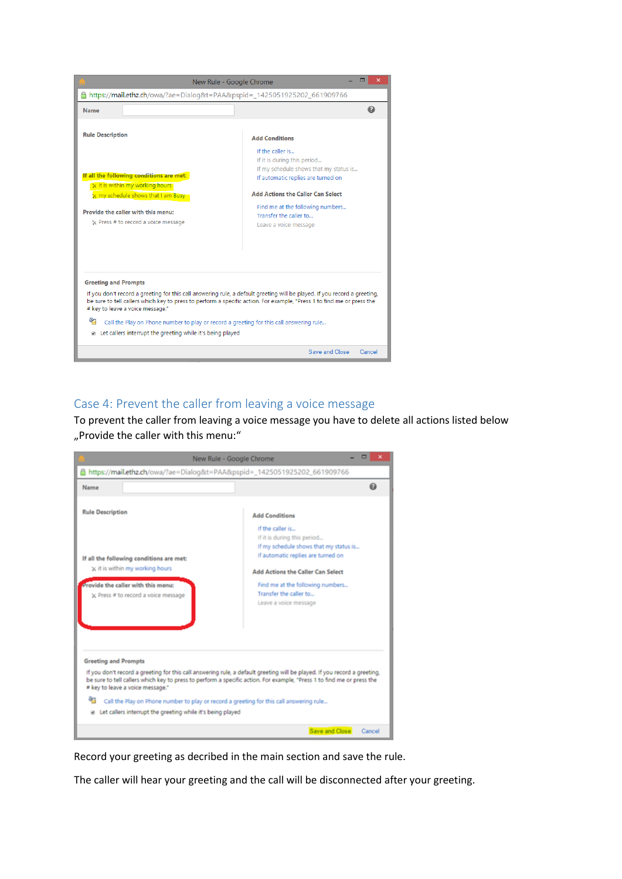## Case 4: Prevent the caller from leaving a voice message

To prevent the caller from leaving a voice message you have to delete all actions listed below „Provide the caller with this menu:“

Record your greeting as decribed in the main section and save the rule.

The caller will hear your greeting and the call will be disconnected after your greeting.